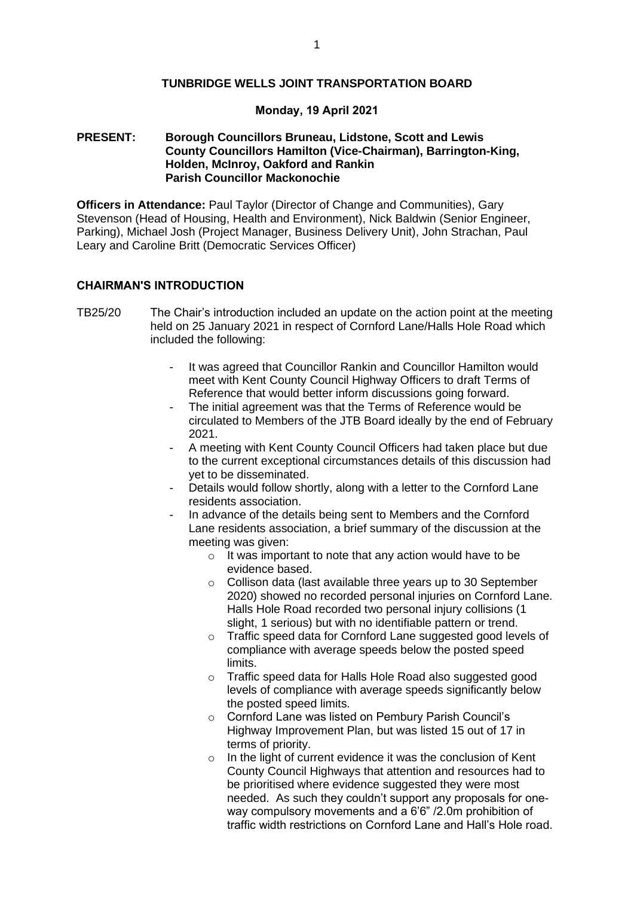# TUNBRIDGE WELLS JOINT TRANSPORTATION BOARD

**Monday, 19 April 2021**

**PRESENT: Borough Councillors Bruneau, Lidstone, Scott and Lewis**
**County Councillors Hamilton (Vice-Chairman), Barrington-King, Holden, McInroy, Oakford and Rankin**
**Parish Councillor Mackonochie**

**Officers in Attendance:** Paul Taylor (Director of Change and Communities), Gary Stevenson (Head of Housing, Health and Environment), Nick Baldwin (Senior Engineer, Parking), Michael Josh (Project Manager, Business Delivery Unit), John Strachan, Paul Leary and Caroline Britt (Democratic Services Officer)

## CHAIRMAN'S INTRODUCTION

TB25/20 The Chair's introduction included an update on the action point at the meeting held on 25 January 2021 in respect of Cornford Lane/Halls Hole Road which included the following:

- It was agreed that Councillor Rankin and Councillor Hamilton would meet with Kent County Council Highway Officers to draft Terms of Reference that would better inform discussions going forward.
- The initial agreement was that the Terms of Reference would be circulated to Members of the JTB Board ideally by the end of February 2021.
- A meeting with Kent County Council Officers had taken place but due to the current exceptional circumstances details of this discussion had yet to be disseminated.
- Details would follow shortly, along with a letter to the Cornford Lane residents association.
- In advance of the details being sent to Members and the Cornford Lane residents association, a brief summary of the discussion at the meeting was given:
    - It was important to note that any action would have to be evidence based.
    - Collison data (last available three years up to 30 September 2020) showed no recorded personal injuries on Cornford Lane. Halls Hole Road recorded two personal injury collisions (1 slight, 1 serious) but with no identifiable pattern or trend.
    - Traffic speed data for Cornford Lane suggested good levels of compliance with average speeds below the posted speed limits.
    - Traffic speed data for Halls Hole Road also suggested good levels of compliance with average speeds significantly below the posted speed limits.
    - Cornford Lane was listed on Pembury Parish Council's Highway Improvement Plan, but was listed 15 out of 17 in terms of priority.
    - In the light of current evidence it was the conclusion of Kent County Council Highways that attention and resources had to be prioritised where evidence suggested they were most needed. As such they couldn't support any proposals for one-way compulsory movements and a 6'6" /2.0m prohibition of traffic width restrictions on Cornford Lane and Hall's Hole road.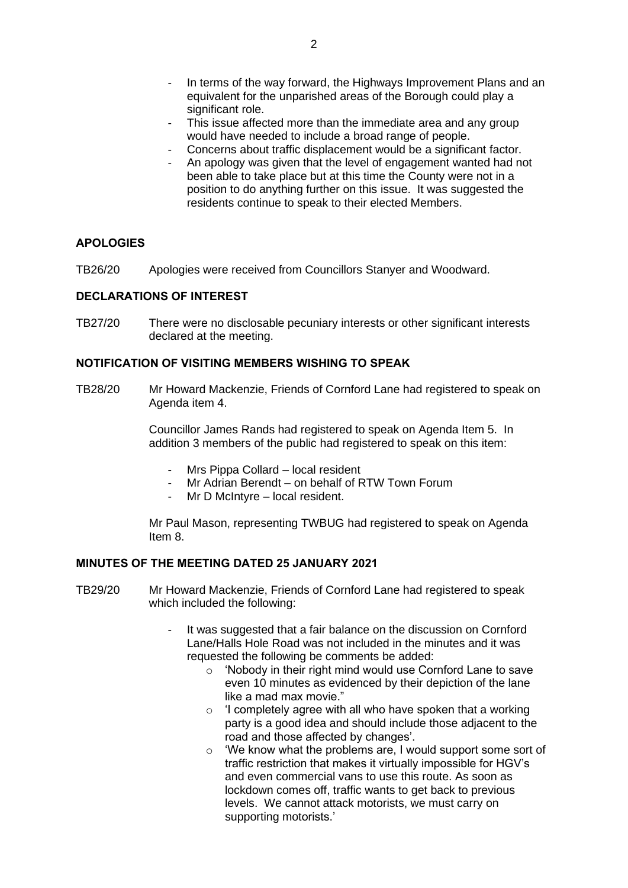- In terms of the way forward, the Highways Improvement Plans and an equivalent for the unparished areas of the Borough could play a significant role.
- This issue affected more than the immediate area and any group would have needed to include a broad range of people.
- Concerns about traffic displacement would be a significant factor.
- An apology was given that the level of engagement wanted had not been able to take place but at this time the County were not in a position to do anything further on this issue. It was suggested the residents continue to speak to their elected Members.

## APOLOGIES

TB26/20 Apologies were received from Councillors Stanyer and Woodward.

## DECLARATIONS OF INTEREST

TB27/20 There were no disclosable pecuniary interests or other significant interests declared at the meeting.

## NOTIFICATION OF VISITING MEMBERS WISHING TO SPEAK

TB28/20 Mr Howard Mackenzie, Friends of Cornford Lane had registered to speak on Agenda item 4.

Councillor James Rands had registered to speak on Agenda Item 5. In addition 3 members of the public had registered to speak on this item:

- Mrs Pippa Collard – local resident
- Mr Adrian Berendt – on behalf of RTW Town Forum
- Mr D McIntyre – local resident.

Mr Paul Mason, representing TWBUG had registered to speak on Agenda Item 8.

## MINUTES OF THE MEETING DATED 25 JANUARY 2021

TB29/20 Mr Howard Mackenzie, Friends of Cornford Lane had registered to speak which included the following:

- It was suggested that a fair balance on the discussion on Cornford Lane/Halls Hole Road was not included in the minutes and it was requested the following be comments be added:
  - 'Nobody in their right mind would use Cornford Lane to save even 10 minutes as evidenced by their depiction of the lane like a mad max movie."
  - 'I completely agree with all who have spoken that a working party is a good idea and should include those adjacent to the road and those affected by changes'.
  - 'We know what the problems are, I would support some sort of traffic restriction that makes it virtually impossible for HGV's and even commercial vans to use this route. As soon as lockdown comes off, traffic wants to get back to previous levels. We cannot attack motorists, we must carry on supporting motorists.'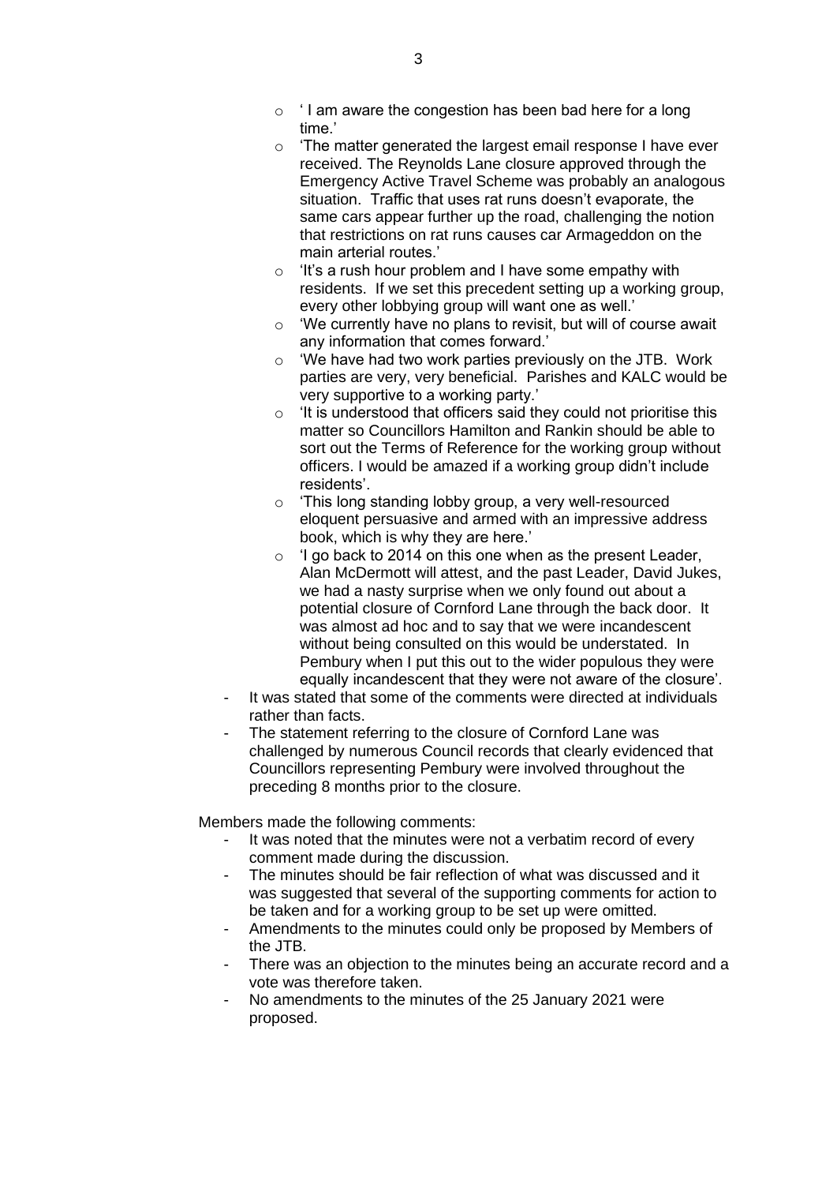- ' I am aware the congestion has been bad here for a long time.'
    - 'The matter generated the largest email response I have ever received. The Reynolds Lane closure approved through the Emergency Active Travel Scheme was probably an analogous situation. Traffic that uses rat runs doesn't evaporate, the same cars appear further up the road, challenging the notion that restrictions on rat runs causes car Armageddon on the main arterial routes.'
    - 'It's a rush hour problem and I have some empathy with residents. If we set this precedent setting up a working group, every other lobbying group will want one as well.'
    - 'We currently have no plans to revisit, but will of course await any information that comes forward.'
    - 'We have had two work parties previously on the JTB. Work parties are very, very beneficial. Parishes and KALC would be very supportive to a working party.'
    - 'It is understood that officers said they could not prioritise this matter so Councillors Hamilton and Rankin should be able to sort out the Terms of Reference for the working group without officers. I would be amazed if a working group didn't include residents'.
    - 'This long standing lobby group, a very well-resourced eloquent persuasive and armed with an impressive address book, which is why they are here.'
    - 'I go back to 2014 on this one when as the present Leader, Alan McDermott will attest, and the past Leader, David Jukes, we had a nasty surprise when we only found out about a potential closure of Cornford Lane through the back door. It was almost ad hoc and to say that we were incandescent without being consulted on this would be understated. In Pembury when I put this out to the wider populous they were equally incandescent that they were not aware of the closure'.
- It was stated that some of the comments were directed at individuals rather than facts.
- The statement referring to the closure of Cornford Lane was challenged by numerous Council records that clearly evidenced that Councillors representing Pembury were involved throughout the preceding 8 months prior to the closure.

Members made the following comments:

- It was noted that the minutes were not a verbatim record of every comment made during the discussion.
- The minutes should be fair reflection of what was discussed and it was suggested that several of the supporting comments for action to be taken and for a working group to be set up were omitted.
- Amendments to the minutes could only be proposed by Members of the JTB.
- There was an objection to the minutes being an accurate record and a vote was therefore taken.
- No amendments to the minutes of the 25 January 2021 were proposed.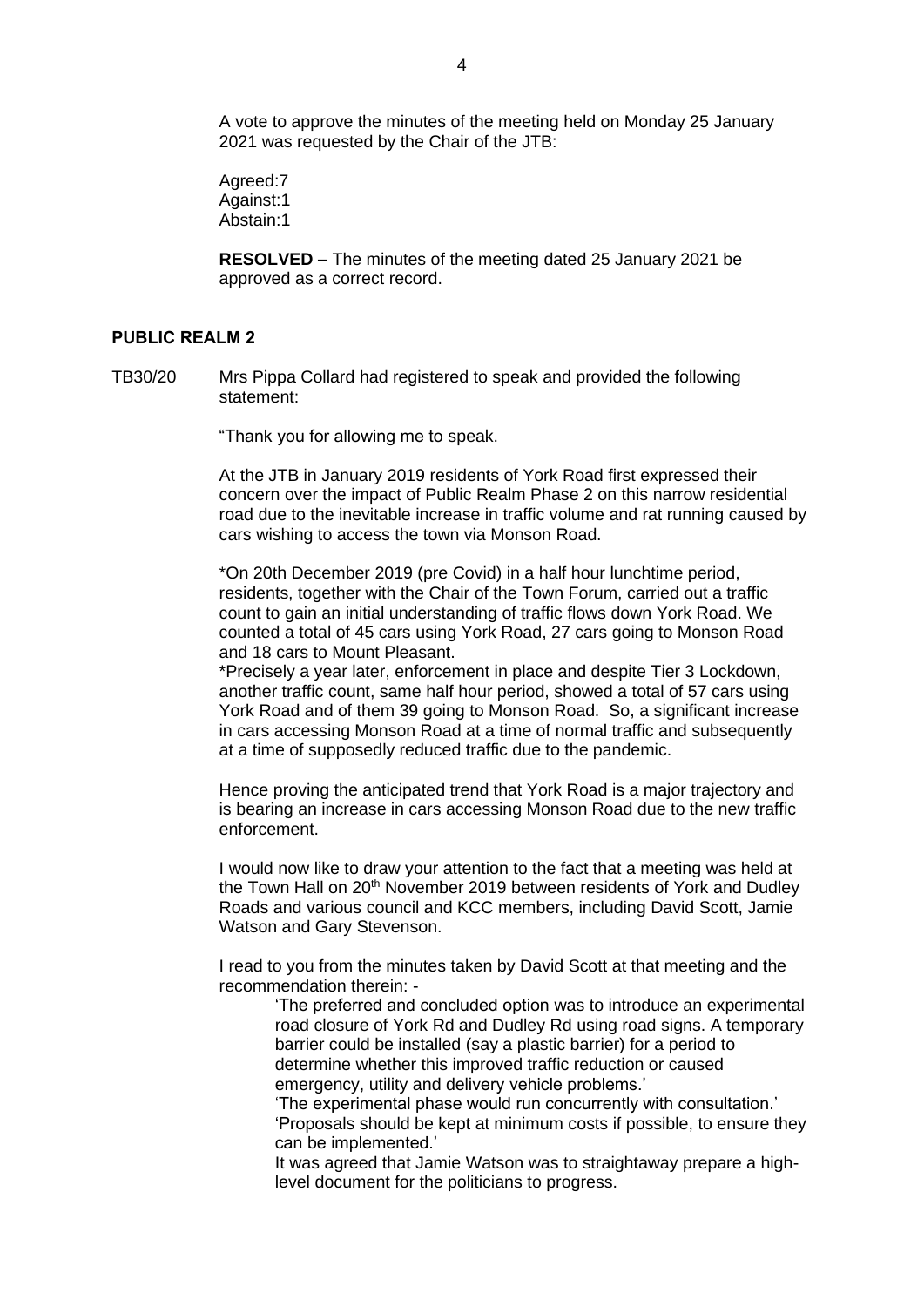A vote to approve the minutes of the meeting held on Monday 25 January 2021 was requested by the Chair of the JTB:

Agreed:7
Against:1
Abstain:1

**RESOLVED –** The minutes of the meeting dated 25 January 2021 be approved as a correct record.

## PUBLIC REALM 2

TB30/20 Mrs Pippa Collard had registered to speak and provided the following statement:

"Thank you for allowing me to speak.

At the JTB in January 2019 residents of York Road first expressed their concern over the impact of Public Realm Phase 2 on this narrow residential road due to the inevitable increase in traffic volume and rat running caused by cars wishing to access the town via Monson Road.

*On 20th December 2019 (pre Covid) in a half hour lunchtime period, residents, together with the Chair of the Town Forum, carried out a traffic count to gain an initial understanding of traffic flows down York Road. We counted a total of 45 cars using York Road, 27 cars going to Monson Road and 18 cars to Mount Pleasant.

*Precisely a year later, enforcement in place and despite Tier 3 Lockdown, another traffic count, same half hour period, showed a total of 57 cars using York Road and of them 39 going to Monson Road. So, a significant increase in cars accessing Monson Road at a time of normal traffic and subsequently at a time of supposedly reduced traffic due to the pandemic.

Hence proving the anticipated trend that York Road is a major trajectory and is bearing an increase in cars accessing Monson Road due to the new traffic enforcement.

I would now like to draw your attention to the fact that a meeting was held at the Town Hall on 20th November 2019 between residents of York and Dudley Roads and various council and KCC members, including David Scott, Jamie Watson and Gary Stevenson.

I read to you from the minutes taken by David Scott at that meeting and the recommendation therein: -

> 'The preferred and concluded option was to introduce an experimental road closure of York Rd and Dudley Rd using road signs. A temporary barrier could be installed (say a plastic barrier) for a period to determine whether this improved traffic reduction or caused emergency, utility and delivery vehicle problems.'
>
> 'The experimental phase would run concurrently with consultation.'
>
> 'Proposals should be kept at minimum costs if possible, to ensure they can be implemented.'
>
> It was agreed that Jamie Watson was to straightaway prepare a high-level document for the politicians to progress.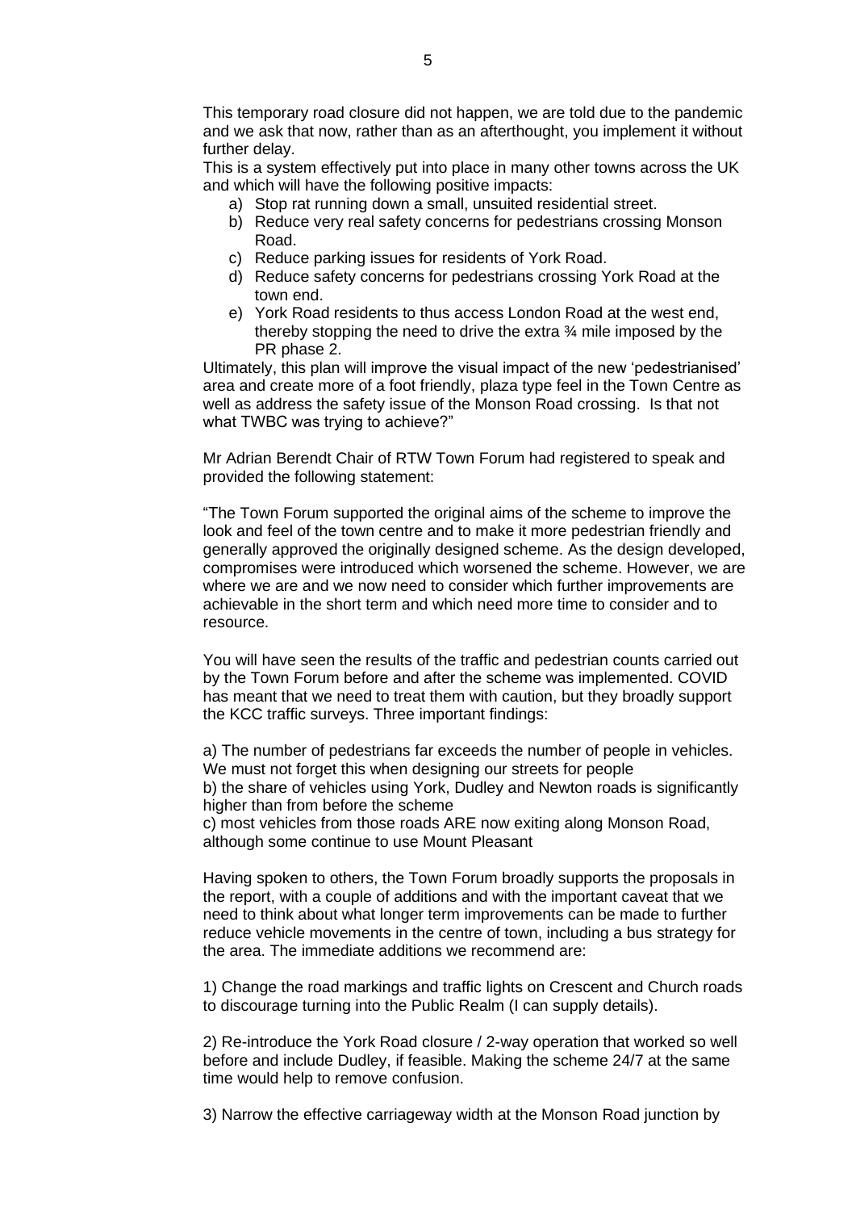This temporary road closure did not happen, we are told due to the pandemic and we ask that now, rather than as an afterthought, you implement it without further delay.

This is a system effectively put into place in many other towns across the UK and which will have the following positive impacts:

a) Stop rat running down a small, unsuited residential street.
b) Reduce very real safety concerns for pedestrians crossing Monson Road.
c) Reduce parking issues for residents of York Road.
d) Reduce safety concerns for pedestrians crossing York Road at the town end.
e) York Road residents to thus access London Road at the west end, thereby stopping the need to drive the extra ¾ mile imposed by the PR phase 2.

Ultimately, this plan will improve the visual impact of the new 'pedestrianised' area and create more of a foot friendly, plaza type feel in the Town Centre as well as address the safety issue of the Monson Road crossing. Is that not what TWBC was trying to achieve?"

Mr Adrian Berendt Chair of RTW Town Forum had registered to speak and provided the following statement:

"The Town Forum supported the original aims of the scheme to improve the look and feel of the town centre and to make it more pedestrian friendly and generally approved the originally designed scheme. As the design developed, compromises were introduced which worsened the scheme. However, we are where we are and we now need to consider which further improvements are achievable in the short term and which need more time to consider and to resource.

You will have seen the results of the traffic and pedestrian counts carried out by the Town Forum before and after the scheme was implemented. COVID has meant that we need to treat them with caution, but they broadly support the KCC traffic surveys. Three important findings:

a) The number of pedestrians far exceeds the number of people in vehicles. We must not forget this when designing our streets for people
b) the share of vehicles using York, Dudley and Newton roads is significantly higher than from before the scheme
c) most vehicles from those roads ARE now exiting along Monson Road, although some continue to use Mount Pleasant

Having spoken to others, the Town Forum broadly supports the proposals in the report, with a couple of additions and with the important caveat that we need to think about what longer term improvements can be made to further reduce vehicle movements in the centre of town, including a bus strategy for the area. The immediate additions we recommend are:

1) Change the road markings and traffic lights on Crescent and Church roads to discourage turning into the Public Realm (I can supply details).

2) Re-introduce the York Road closure / 2-way operation that worked so well before and include Dudley, if feasible. Making the scheme 24/7 at the same time would help to remove confusion.

3) Narrow the effective carriageway width at the Monson Road junction by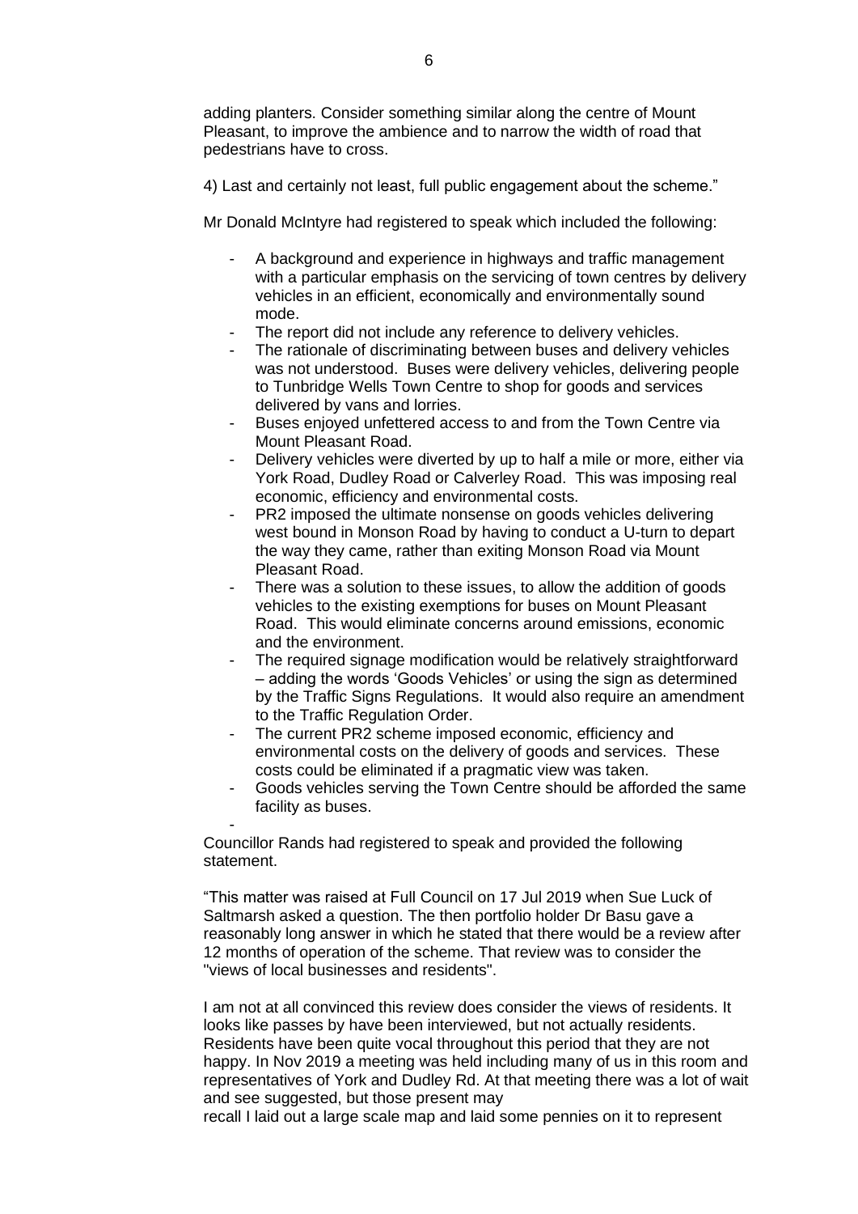adding planters. Consider something similar along the centre of Mount Pleasant, to improve the ambience and to narrow the width of road that pedestrians have to cross.

4) Last and certainly not least, full public engagement about the scheme."

Mr Donald McIntyre had registered to speak which included the following:

- A background and experience in highways and traffic management with a particular emphasis on the servicing of town centres by delivery vehicles in an efficient, economically and environmentally sound mode.
- The report did not include any reference to delivery vehicles.
- The rationale of discriminating between buses and delivery vehicles was not understood. Buses were delivery vehicles, delivering people to Tunbridge Wells Town Centre to shop for goods and services delivered by vans and lorries.
- Buses enjoyed unfettered access to and from the Town Centre via Mount Pleasant Road.
- Delivery vehicles were diverted by up to half a mile or more, either via York Road, Dudley Road or Calverley Road. This was imposing real economic, efficiency and environmental costs.
- PR2 imposed the ultimate nonsense on goods vehicles delivering west bound in Monson Road by having to conduct a U-turn to depart the way they came, rather than exiting Monson Road via Mount Pleasant Road.
- There was a solution to these issues, to allow the addition of goods vehicles to the existing exemptions for buses on Mount Pleasant Road. This would eliminate concerns around emissions, economic and the environment.
- The required signage modification would be relatively straightforward – adding the words 'Goods Vehicles' or using the sign as determined by the Traffic Signs Regulations. It would also require an amendment to the Traffic Regulation Order.
- The current PR2 scheme imposed economic, efficiency and environmental costs on the delivery of goods and services. These costs could be eliminated if a pragmatic view was taken.
- Goods vehicles serving the Town Centre should be afforded the same facility as buses.

Councillor Rands had registered to speak and provided the following statement.

"This matter was raised at Full Council on 17 Jul 2019 when Sue Luck of Saltmarsh asked a question. The then portfolio holder Dr Basu gave a reasonably long answer in which he stated that there would be a review after 12 months of operation of the scheme. That review was to consider the "views of local businesses and residents".

I am not at all convinced this review does consider the views of residents. It looks like passes by have been interviewed, but not actually residents. Residents have been quite vocal throughout this period that they are not happy. In Nov 2019 a meeting was held including many of us in this room and representatives of York and Dudley Rd. At that meeting there was a lot of wait and see suggested, but those present may recall I laid out a large scale map and laid some pennies on it to represent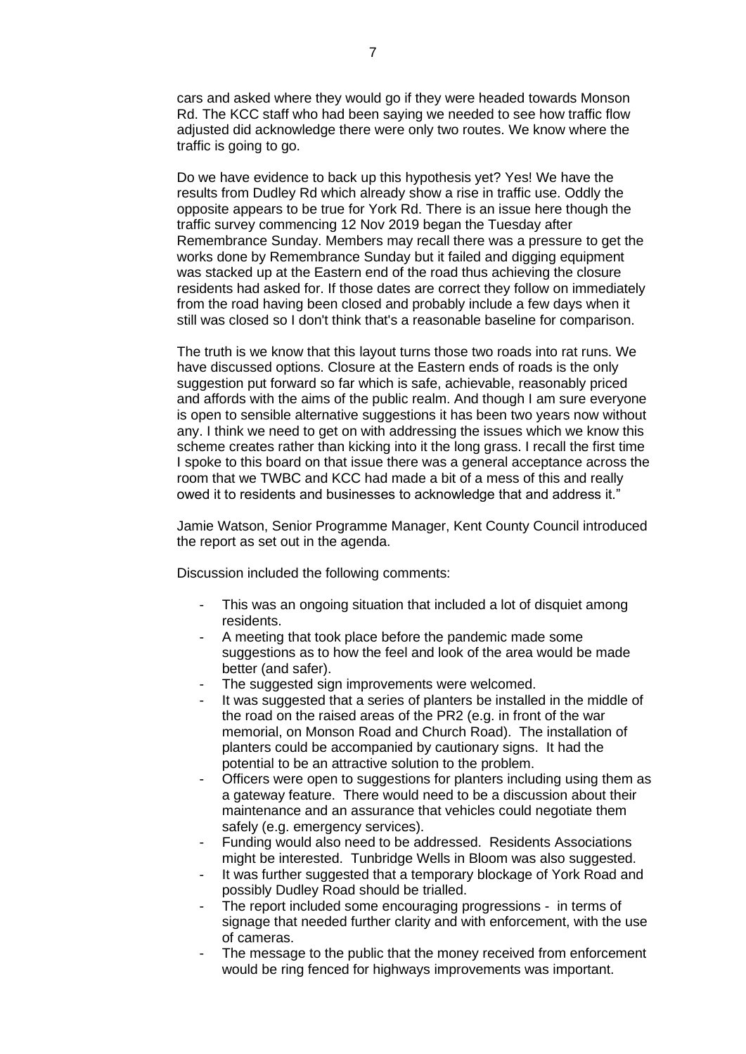cars and asked where they would go if they were headed towards Monson Rd. The KCC staff who had been saying we needed to see how traffic flow adjusted did acknowledge there were only two routes. We know where the traffic is going to go.

Do we have evidence to back up this hypothesis yet? Yes! We have the results from Dudley Rd which already show a rise in traffic use. Oddly the opposite appears to be true for York Rd. There is an issue here though the traffic survey commencing 12 Nov 2019 began the Tuesday after Remembrance Sunday. Members may recall there was a pressure to get the works done by Remembrance Sunday but it failed and digging equipment was stacked up at the Eastern end of the road thus achieving the closure residents had asked for. If those dates are correct they follow on immediately from the road having been closed and probably include a few days when it still was closed so I don't think that's a reasonable baseline for comparison.

The truth is we know that this layout turns those two roads into rat runs. We have discussed options. Closure at the Eastern ends of roads is the only suggestion put forward so far which is safe, achievable, reasonably priced and affords with the aims of the public realm. And though I am sure everyone is open to sensible alternative suggestions it has been two years now without any. I think we need to get on with addressing the issues which we know this scheme creates rather than kicking into it the long grass. I recall the first time I spoke to this board on that issue there was a general acceptance across the room that we TWBC and KCC had made a bit of a mess of this and really owed it to residents and businesses to acknowledge that and address it."

Jamie Watson, Senior Programme Manager, Kent County Council introduced the report as set out in the agenda.

Discussion included the following comments:

- This was an ongoing situation that included a lot of disquiet among residents.
- A meeting that took place before the pandemic made some suggestions as to how the feel and look of the area would be made better (and safer).
- The suggested sign improvements were welcomed.
- It was suggested that a series of planters be installed in the middle of the road on the raised areas of the PR2 (e.g. in front of the war memorial, on Monson Road and Church Road). The installation of planters could be accompanied by cautionary signs. It had the potential to be an attractive solution to the problem.
- Officers were open to suggestions for planters including using them as a gateway feature. There would need to be a discussion about their maintenance and an assurance that vehicles could negotiate them safely (e.g. emergency services).
- Funding would also need to be addressed. Residents Associations might be interested. Tunbridge Wells in Bloom was also suggested.
- It was further suggested that a temporary blockage of York Road and possibly Dudley Road should be trialled.
- The report included some encouraging progressions - in terms of signage that needed further clarity and with enforcement, with the use of cameras.
- The message to the public that the money received from enforcement would be ring fenced for highways improvements was important.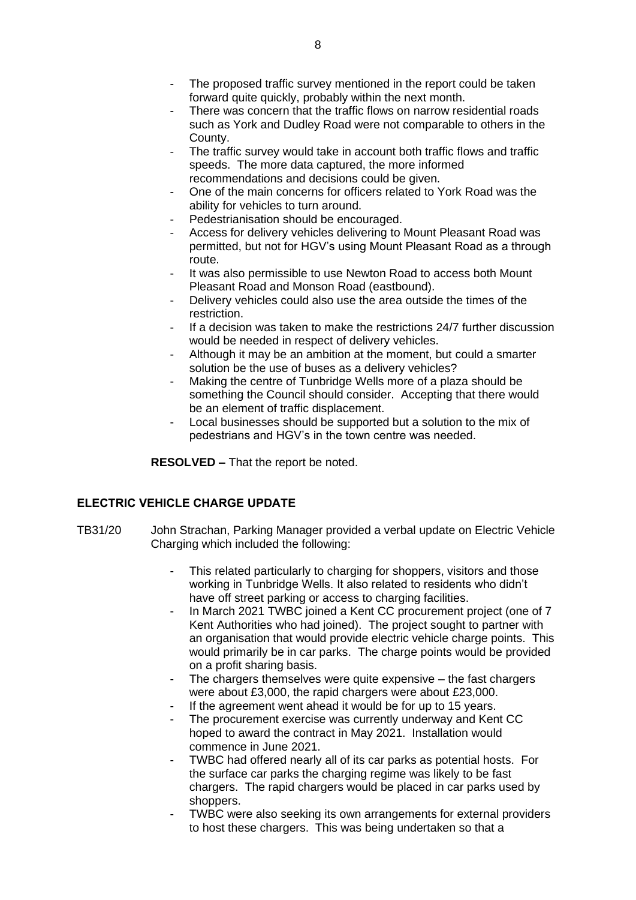- The proposed traffic survey mentioned in the report could be taken forward quite quickly, probably within the next month.
- There was concern that the traffic flows on narrow residential roads such as York and Dudley Road were not comparable to others in the County.
- The traffic survey would take in account both traffic flows and traffic speeds. The more data captured, the more informed recommendations and decisions could be given.
- One of the main concerns for officers related to York Road was the ability for vehicles to turn around.
- Pedestrianisation should be encouraged.
- Access for delivery vehicles delivering to Mount Pleasant Road was permitted, but not for HGV's using Mount Pleasant Road as a through route.
- It was also permissible to use Newton Road to access both Mount Pleasant Road and Monson Road (eastbound).
- Delivery vehicles could also use the area outside the times of the restriction.
- If a decision was taken to make the restrictions 24/7 further discussion would be needed in respect of delivery vehicles.
- Although it may be an ambition at the moment, but could a smarter solution be the use of buses as a delivery vehicles?
- Making the centre of Tunbridge Wells more of a plaza should be something the Council should consider. Accepting that there would be an element of traffic displacement.
- Local businesses should be supported but a solution to the mix of pedestrians and HGV's in the town centre was needed.

**RESOLVED –** That the report be noted.

## ELECTRIC VEHICLE CHARGE UPDATE

TB31/20 John Strachan, Parking Manager provided a verbal update on Electric Vehicle Charging which included the following:

- This related particularly to charging for shoppers, visitors and those working in Tunbridge Wells. It also related to residents who didn't have off street parking or access to charging facilities.
- In March 2021 TWBC joined a Kent CC procurement project (one of 7 Kent Authorities who had joined). The project sought to partner with an organisation that would provide electric vehicle charge points. This would primarily be in car parks. The charge points would be provided on a profit sharing basis.
- The chargers themselves were quite expensive – the fast chargers were about £3,000, the rapid chargers were about £23,000.
- If the agreement went ahead it would be for up to 15 years.
- The procurement exercise was currently underway and Kent CC hoped to award the contract in May 2021. Installation would commence in June 2021.
- TWBC had offered nearly all of its car parks as potential hosts. For the surface car parks the charging regime was likely to be fast chargers. The rapid chargers would be placed in car parks used by shoppers.
- TWBC were also seeking its own arrangements for external providers to host these chargers. This was being undertaken so that a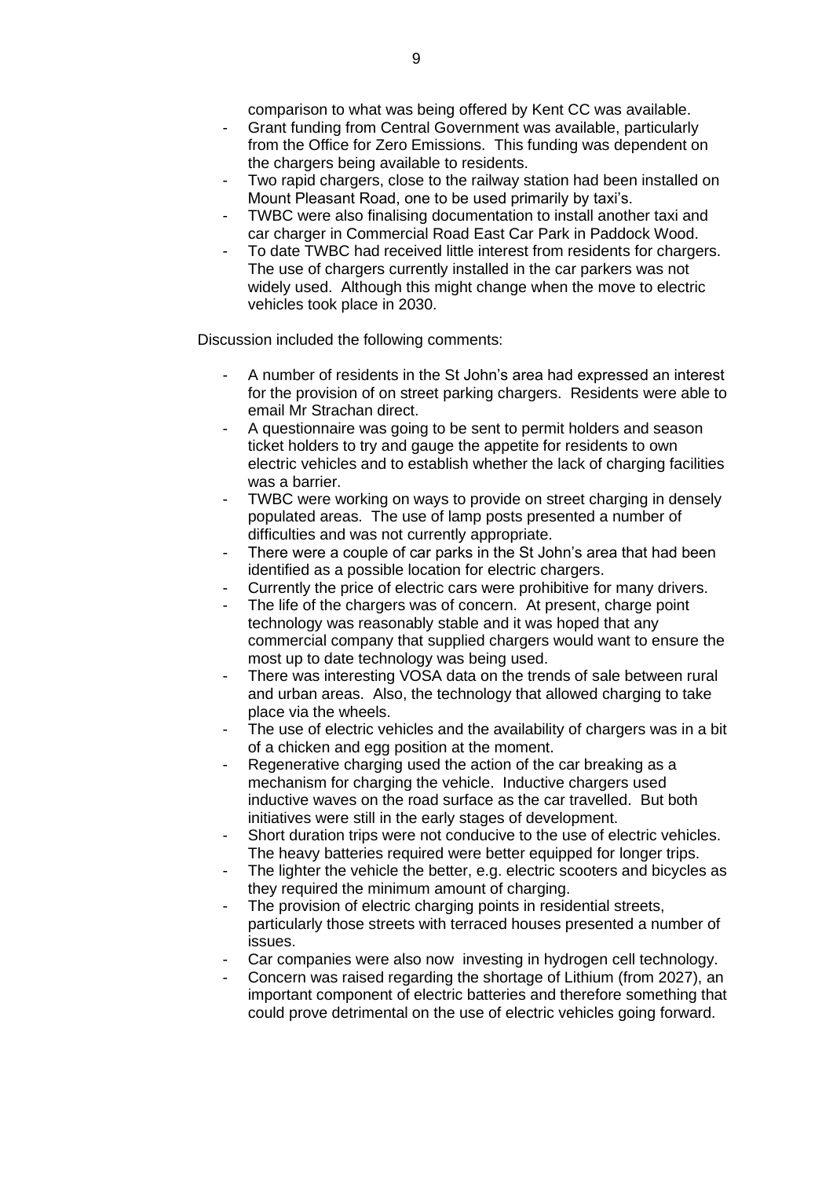comparison to what was being offered by Kent CC was available.

- Grant funding from Central Government was available, particularly from the Office for Zero Emissions. This funding was dependent on the chargers being available to residents.
- Two rapid chargers, close to the railway station had been installed on Mount Pleasant Road, one to be used primarily by taxi's.
- TWBC were also finalising documentation to install another taxi and car charger in Commercial Road East Car Park in Paddock Wood.
- To date TWBC had received little interest from residents for chargers. The use of chargers currently installed in the car parkers was not widely used. Although this might change when the move to electric vehicles took place in 2030.

Discussion included the following comments:

- A number of residents in the St John's area had expressed an interest for the provision of on street parking chargers. Residents were able to email Mr Strachan direct.
- A questionnaire was going to be sent to permit holders and season ticket holders to try and gauge the appetite for residents to own electric vehicles and to establish whether the lack of charging facilities was a barrier.
- TWBC were working on ways to provide on street charging in densely populated areas. The use of lamp posts presented a number of difficulties and was not currently appropriate.
- There were a couple of car parks in the St John's area that had been identified as a possible location for electric chargers.
- Currently the price of electric cars were prohibitive for many drivers.
- The life of the chargers was of concern. At present, charge point technology was reasonably stable and it was hoped that any commercial company that supplied chargers would want to ensure the most up to date technology was being used.
- There was interesting VOSA data on the trends of sale between rural and urban areas. Also, the technology that allowed charging to take place via the wheels.
- The use of electric vehicles and the availability of chargers was in a bit of a chicken and egg position at the moment.
- Regenerative charging used the action of the car breaking as a mechanism for charging the vehicle. Inductive chargers used inductive waves on the road surface as the car travelled. But both initiatives were still in the early stages of development.
- Short duration trips were not conducive to the use of electric vehicles. The heavy batteries required were better equipped for longer trips.
- The lighter the vehicle the better, e.g. electric scooters and bicycles as they required the minimum amount of charging.
- The provision of electric charging points in residential streets, particularly those streets with terraced houses presented a number of issues.
- Car companies were also now investing in hydrogen cell technology.
- Concern was raised regarding the shortage of Lithium (from 2027), an important component of electric batteries and therefore something that could prove detrimental on the use of electric vehicles going forward.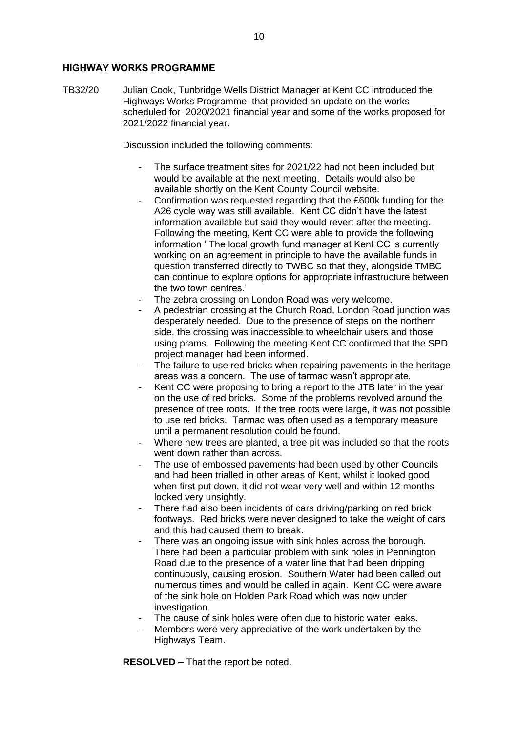**HIGHWAY WORKS PROGRAMME**

TB32/20 Julian Cook, Tunbridge Wells District Manager at Kent CC introduced the Highways Works Programme that provided an update on the works scheduled for 2020/2021 financial year and some of the works proposed for 2021/2022 financial year.

Discussion included the following comments:

- The surface treatment sites for 2021/22 had not been included but would be available at the next meeting. Details would also be available shortly on the Kent County Council website.
- Confirmation was requested regarding that the £600k funding for the A26 cycle way was still available. Kent CC didn't have the latest information available but said they would revert after the meeting. Following the meeting, Kent CC were able to provide the following information ' The local growth fund manager at Kent CC is currently working on an agreement in principle to have the available funds in question transferred directly to TWBC so that they, alongside TMBC can continue to explore options for appropriate infrastructure between the two town centres.'
- The zebra crossing on London Road was very welcome.
- A pedestrian crossing at the Church Road, London Road junction was desperately needed. Due to the presence of steps on the northern side, the crossing was inaccessible to wheelchair users and those using prams. Following the meeting Kent CC confirmed that the SPD project manager had been informed.
- The failure to use red bricks when repairing pavements in the heritage areas was a concern. The use of tarmac wasn't appropriate.
- Kent CC were proposing to bring a report to the JTB later in the year on the use of red bricks. Some of the problems revolved around the presence of tree roots. If the tree roots were large, it was not possible to use red bricks. Tarmac was often used as a temporary measure until a permanent resolution could be found.
- Where new trees are planted, a tree pit was included so that the roots went down rather than across.
- The use of embossed pavements had been used by other Councils and had been trialled in other areas of Kent, whilst it looked good when first put down, it did not wear very well and within 12 months looked very unsightly.
- There had also been incidents of cars driving/parking on red brick footways. Red bricks were never designed to take the weight of cars and this had caused them to break.
- There was an ongoing issue with sink holes across the borough. There had been a particular problem with sink holes in Pennington Road due to the presence of a water line that had been dripping continuously, causing erosion. Southern Water had been called out numerous times and would be called in again. Kent CC were aware of the sink hole on Holden Park Road which was now under investigation.
- The cause of sink holes were often due to historic water leaks.
- Members were very appreciative of the work undertaken by the Highways Team.

**RESOLVED –** That the report be noted.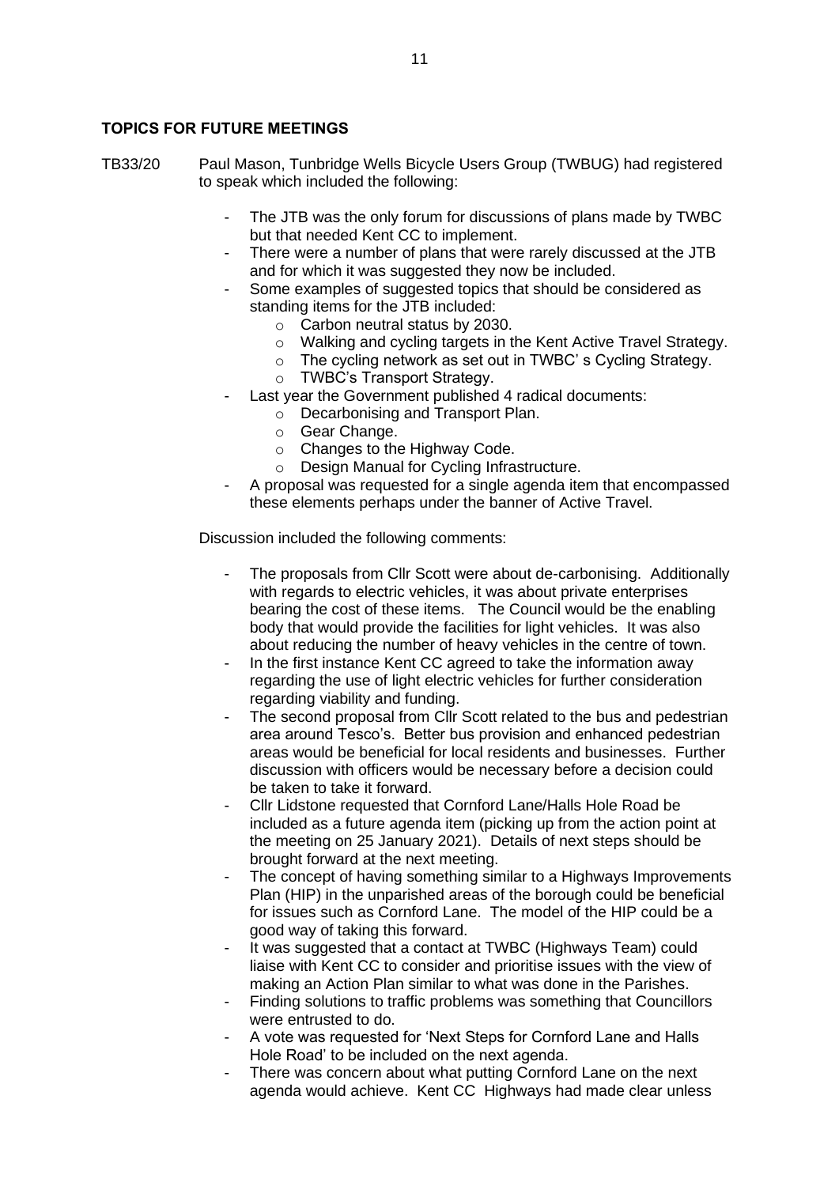## TOPICS FOR FUTURE MEETINGS

TB33/20 Paul Mason, Tunbridge Wells Bicycle Users Group (TWBUG) had registered to speak which included the following:

- The JTB was the only forum for discussions of plans made by TWBC but that needed Kent CC to implement.
- There were a number of plans that were rarely discussed at the JTB and for which it was suggested they now be included.
- Some examples of suggested topics that should be considered as standing items for the JTB included:
  - Carbon neutral status by 2030.
  - Walking and cycling targets in the Kent Active Travel Strategy.
  - The cycling network as set out in TWBC' s Cycling Strategy.
  - TWBC's Transport Strategy.
- Last year the Government published 4 radical documents:
  - Decarbonising and Transport Plan.
  - Gear Change.
  - Changes to the Highway Code.
  - Design Manual for Cycling Infrastructure.
- A proposal was requested for a single agenda item that encompassed these elements perhaps under the banner of Active Travel.

Discussion included the following comments:

- The proposals from Cllr Scott were about de-carbonising. Additionally with regards to electric vehicles, it was about private enterprises bearing the cost of these items. The Council would be the enabling body that would provide the facilities for light vehicles. It was also about reducing the number of heavy vehicles in the centre of town.
- In the first instance Kent CC agreed to take the information away regarding the use of light electric vehicles for further consideration regarding viability and funding.
- The second proposal from Cllr Scott related to the bus and pedestrian area around Tesco's. Better bus provision and enhanced pedestrian areas would be beneficial for local residents and businesses. Further discussion with officers would be necessary before a decision could be taken to take it forward.
- Cllr Lidstone requested that Cornford Lane/Halls Hole Road be included as a future agenda item (picking up from the action point at the meeting on 25 January 2021). Details of next steps should be brought forward at the next meeting.
- The concept of having something similar to a Highways Improvements Plan (HIP) in the unparished areas of the borough could be beneficial for issues such as Cornford Lane. The model of the HIP could be a good way of taking this forward.
- It was suggested that a contact at TWBC (Highways Team) could liaise with Kent CC to consider and prioritise issues with the view of making an Action Plan similar to what was done in the Parishes.
- Finding solutions to traffic problems was something that Councillors were entrusted to do.
- A vote was requested for 'Next Steps for Cornford Lane and Halls Hole Road' to be included on the next agenda.
- There was concern about what putting Cornford Lane on the next agenda would achieve. Kent CC Highways had made clear unless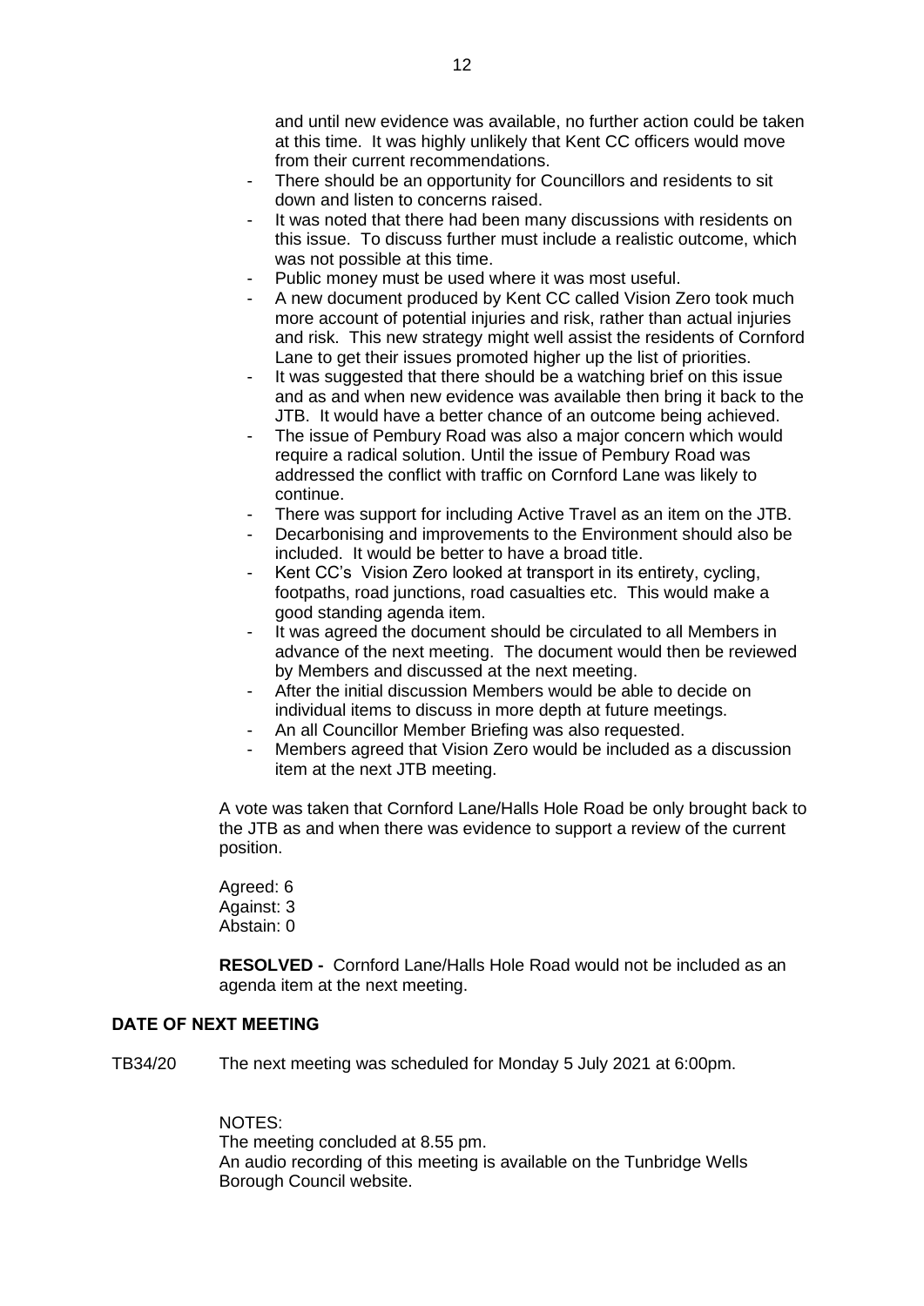and until new evidence was available, no further action could be taken at this time. It was highly unlikely that Kent CC officers would move from their current recommendations.

- There should be an opportunity for Councillors and residents to sit down and listen to concerns raised.
- It was noted that there had been many discussions with residents on this issue. To discuss further must include a realistic outcome, which was not possible at this time.
- Public money must be used where it was most useful.
- A new document produced by Kent CC called Vision Zero took much more account of potential injuries and risk, rather than actual injuries and risk. This new strategy might well assist the residents of Cornford Lane to get their issues promoted higher up the list of priorities.
- It was suggested that there should be a watching brief on this issue and as and when new evidence was available then bring it back to the JTB. It would have a better chance of an outcome being achieved.
- The issue of Pembury Road was also a major concern which would require a radical solution. Until the issue of Pembury Road was addressed the conflict with traffic on Cornford Lane was likely to continue.
- There was support for including Active Travel as an item on the JTB.
- Decarbonising and improvements to the Environment should also be included. It would be better to have a broad title.
- Kent CC's Vision Zero looked at transport in its entirety, cycling, footpaths, road junctions, road casualties etc. This would make a good standing agenda item.
- It was agreed the document should be circulated to all Members in advance of the next meeting. The document would then be reviewed by Members and discussed at the next meeting.
- After the initial discussion Members would be able to decide on individual items to discuss in more depth at future meetings.
- An all Councillor Member Briefing was also requested.
- Members agreed that Vision Zero would be included as a discussion item at the next JTB meeting.

A vote was taken that Cornford Lane/Halls Hole Road be only brought back to the JTB as and when there was evidence to support a review of the current position.

Agreed: 6
Against: 3
Abstain: 0

**RESOLVED -** Cornford Lane/Halls Hole Road would not be included as an agenda item at the next meeting.

## DATE OF NEXT MEETING

TB34/20 The next meeting was scheduled for Monday 5 July 2021 at 6:00pm.

NOTES:
The meeting concluded at 8.55 pm.
An audio recording of this meeting is available on the Tunbridge Wells Borough Council website.